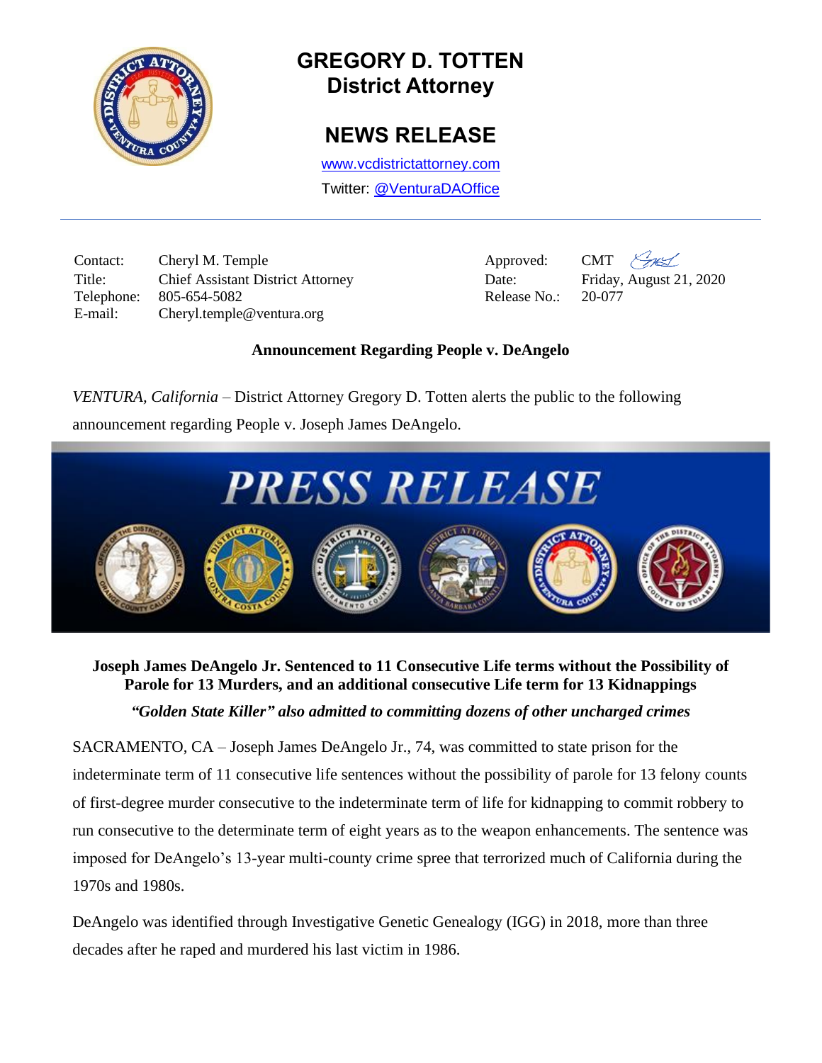# GREGORY D. TOTTEN
## District Attorney

## NEWS RELEASE

www.vcdistrictattorney.com

Twitter: @VenturaDAOffice

| | | | |
|---|---|---|---|
| Contact: | Cheryl M. Temple | Approved: | CMT |
| Title: | Chief Assistant District Attorney | Date: | Friday, August 21, 2020 |
| Telephone: | 805-654-5082 | Release No.: | 20-077 |
| E-mail: | Cheryl.temple@ventura.org | | |

**Announcement Regarding People v. DeAngelo**

*VENTURA, California* – District Attorney Gregory D. Totten alerts the public to the following announcement regarding People v. Joseph James DeAngelo.

**PRESS RELEASE**

**Joseph James DeAngelo Jr. Sentenced to 11 Consecutive Life terms without the Possibility of Parole for 13 Murders, and an additional consecutive Life term for 13 Kidnappings**

***"Golden State Killer" also admitted to committing dozens of other uncharged crimes***

SACRAMENTO, CA – Joseph James DeAngelo Jr., 74, was committed to state prison for the indeterminate term of 11 consecutive life sentences without the possibility of parole for 13 felony counts of first-degree murder consecutive to the indeterminate term of life for kidnapping to commit robbery to run consecutive to the determinate term of eight years as to the weapon enhancements. The sentence was imposed for DeAngelo's 13-year multi-county crime spree that terrorized much of California during the 1970s and 1980s.

DeAngelo was identified through Investigative Genetic Genealogy (IGG) in 2018, more than three decades after he raped and murdered his last victim in 1986.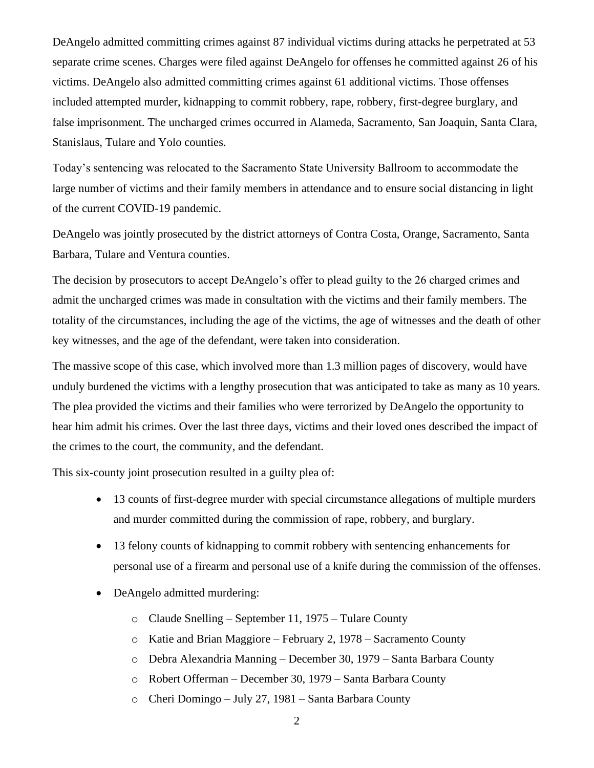DeAngelo admitted committing crimes against 87 individual victims during attacks he perpetrated at 53 separate crime scenes. Charges were filed against DeAngelo for offenses he committed against 26 of his victims. DeAngelo also admitted committing crimes against 61 additional victims. Those offenses included attempted murder, kidnapping to commit robbery, rape, robbery, first-degree burglary, and false imprisonment. The uncharged crimes occurred in Alameda, Sacramento, San Joaquin, Santa Clara, Stanislaus, Tulare and Yolo counties.

Today's sentencing was relocated to the Sacramento State University Ballroom to accommodate the large number of victims and their family members in attendance and to ensure social distancing in light of the current COVID-19 pandemic.

DeAngelo was jointly prosecuted by the district attorneys of Contra Costa, Orange, Sacramento, Santa Barbara, Tulare and Ventura counties.

The decision by prosecutors to accept DeAngelo's offer to plead guilty to the 26 charged crimes and admit the uncharged crimes was made in consultation with the victims and their family members. The totality of the circumstances, including the age of the victims, the age of witnesses and the death of other key witnesses, and the age of the defendant, were taken into consideration.

The massive scope of this case, which involved more than 1.3 million pages of discovery, would have unduly burdened the victims with a lengthy prosecution that was anticipated to take as many as 10 years. The plea provided the victims and their families who were terrorized by DeAngelo the opportunity to hear him admit his crimes. Over the last three days, victims and their loved ones described the impact of the crimes to the court, the community, and the defendant.

This six-county joint prosecution resulted in a guilty plea of:

- 13 counts of first-degree murder with special circumstance allegations of multiple murders and murder committed during the commission of rape, robbery, and burglary.
- 13 felony counts of kidnapping to commit robbery with sentencing enhancements for personal use of a firearm and personal use of a knife during the commission of the offenses.
- DeAngelo admitted murdering:
  - Claude Snelling – September 11, 1975 – Tulare County
  - Katie and Brian Maggiore – February 2, 1978 – Sacramento County
  - Debra Alexandria Manning – December 30, 1979 – Santa Barbara County
  - Robert Offerman – December 30, 1979 – Santa Barbara County
  - Cheri Domingo – July 27, 1981 – Santa Barbara County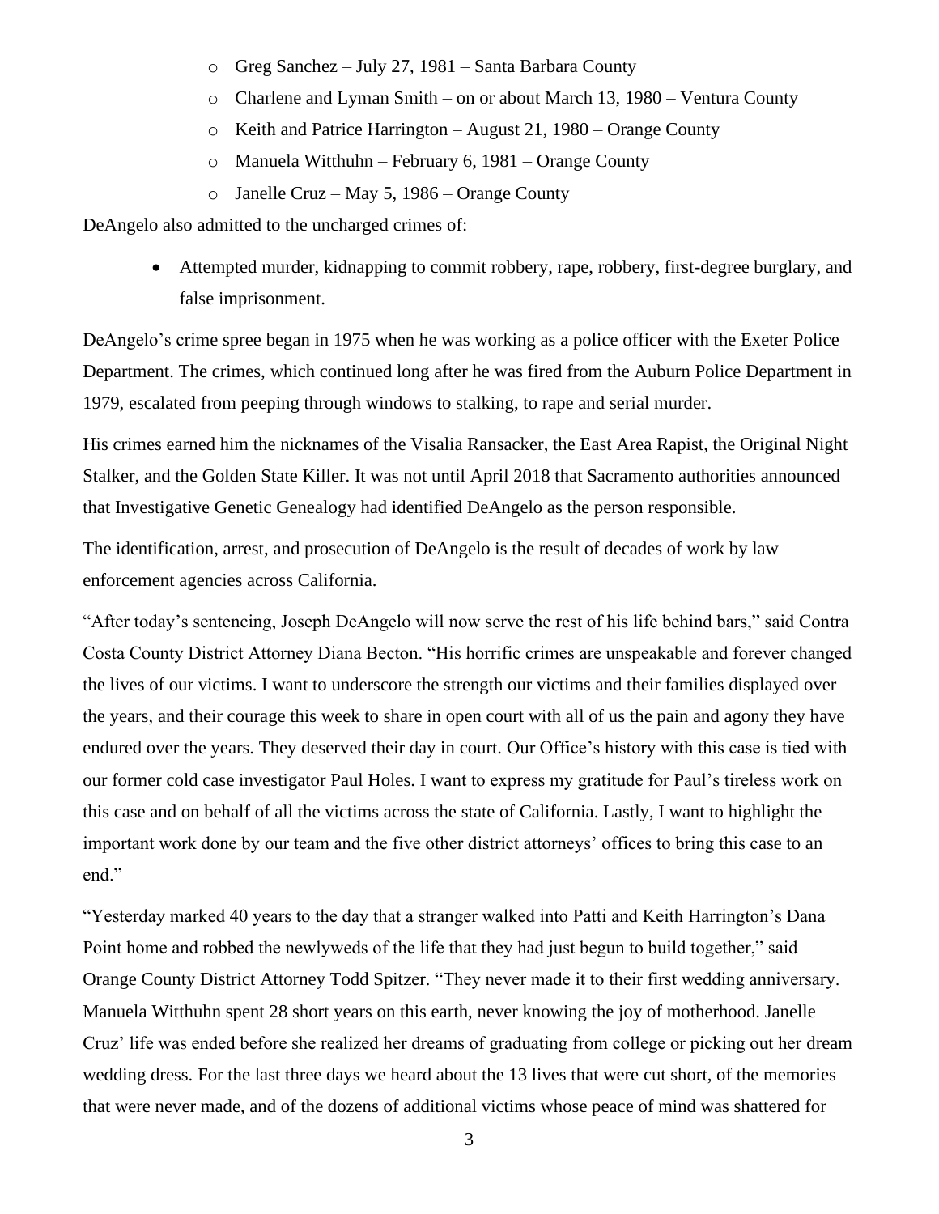- Greg Sanchez – July 27, 1981 – Santa Barbara County
- Charlene and Lyman Smith – on or about March 13, 1980 – Ventura County
- Keith and Patrice Harrington – August 21, 1980 – Orange County
- Manuela Witthuhn – February 6, 1981 – Orange County
- Janelle Cruz – May 5, 1986 – Orange County

DeAngelo also admitted to the uncharged crimes of:

- Attempted murder, kidnapping to commit robbery, rape, robbery, first-degree burglary, and false imprisonment.

DeAngelo's crime spree began in 1975 when he was working as a police officer with the Exeter Police Department. The crimes, which continued long after he was fired from the Auburn Police Department in 1979, escalated from peeping through windows to stalking, to rape and serial murder.

His crimes earned him the nicknames of the Visalia Ransacker, the East Area Rapist, the Original Night Stalker, and the Golden State Killer. It was not until April 2018 that Sacramento authorities announced that Investigative Genetic Genealogy had identified DeAngelo as the person responsible.

The identification, arrest, and prosecution of DeAngelo is the result of decades of work by law enforcement agencies across California.

"After today's sentencing, Joseph DeAngelo will now serve the rest of his life behind bars," said Contra Costa County District Attorney Diana Becton. "His horrific crimes are unspeakable and forever changed the lives of our victims. I want to underscore the strength our victims and their families displayed over the years, and their courage this week to share in open court with all of us the pain and agony they have endured over the years. They deserved their day in court. Our Office's history with this case is tied with our former cold case investigator Paul Holes. I want to express my gratitude for Paul's tireless work on this case and on behalf of all the victims across the state of California. Lastly, I want to highlight the important work done by our team and the five other district attorneys' offices to bring this case to an end."

"Yesterday marked 40 years to the day that a stranger walked into Patti and Keith Harrington's Dana Point home and robbed the newlyweds of the life that they had just begun to build together," said Orange County District Attorney Todd Spitzer. "They never made it to their first wedding anniversary. Manuela Witthuhn spent 28 short years on this earth, never knowing the joy of motherhood. Janelle Cruz' life was ended before she realized her dreams of graduating from college or picking out her dream wedding dress. For the last three days we heard about the 13 lives that were cut short, of the memories that were never made, and of the dozens of additional victims whose peace of mind was shattered for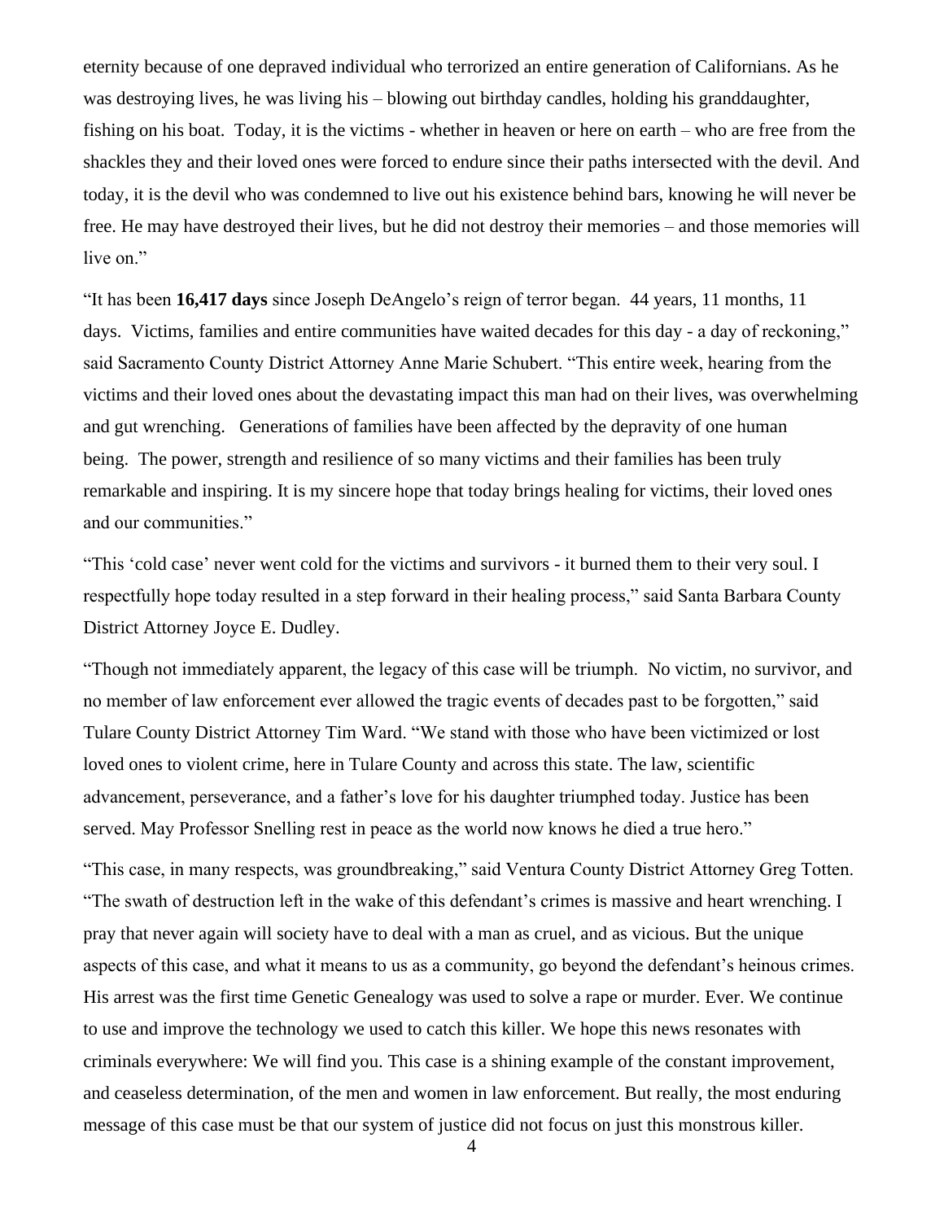eternity because of one depraved individual who terrorized an entire generation of Californians. As he was destroying lives, he was living his – blowing out birthday candles, holding his granddaughter, fishing on his boat. Today, it is the victims - whether in heaven or here on earth – who are free from the shackles they and their loved ones were forced to endure since their paths intersected with the devil. And today, it is the devil who was condemned to live out his existence behind bars, knowing he will never be free. He may have destroyed their lives, but he did not destroy their memories – and those memories will live on."

"It has been **16,417 days** since Joseph DeAngelo's reign of terror began. 44 years, 11 months, 11 days. Victims, families and entire communities have waited decades for this day - a day of reckoning," said Sacramento County District Attorney Anne Marie Schubert. "This entire week, hearing from the victims and their loved ones about the devastating impact this man had on their lives, was overwhelming and gut wrenching. Generations of families have been affected by the depravity of one human being. The power, strength and resilience of so many victims and their families has been truly remarkable and inspiring. It is my sincere hope that today brings healing for victims, their loved ones and our communities."

"This 'cold case' never went cold for the victims and survivors - it burned them to their very soul. I respectfully hope today resulted in a step forward in their healing process," said Santa Barbara County District Attorney Joyce E. Dudley.

"Though not immediately apparent, the legacy of this case will be triumph. No victim, no survivor, and no member of law enforcement ever allowed the tragic events of decades past to be forgotten," said Tulare County District Attorney Tim Ward. "We stand with those who have been victimized or lost loved ones to violent crime, here in Tulare County and across this state. The law, scientific advancement, perseverance, and a father's love for his daughter triumphed today. Justice has been served. May Professor Snelling rest in peace as the world now knows he died a true hero."

"This case, in many respects, was groundbreaking," said Ventura County District Attorney Greg Totten. "The swath of destruction left in the wake of this defendant's crimes is massive and heart wrenching. I pray that never again will society have to deal with a man as cruel, and as vicious. But the unique aspects of this case, and what it means to us as a community, go beyond the defendant's heinous crimes. His arrest was the first time Genetic Genealogy was used to solve a rape or murder. Ever. We continue to use and improve the technology we used to catch this killer. We hope this news resonates with criminals everywhere: We will find you. This case is a shining example of the constant improvement, and ceaseless determination, of the men and women in law enforcement. But really, the most enduring message of this case must be that our system of justice did not focus on just this monstrous killer.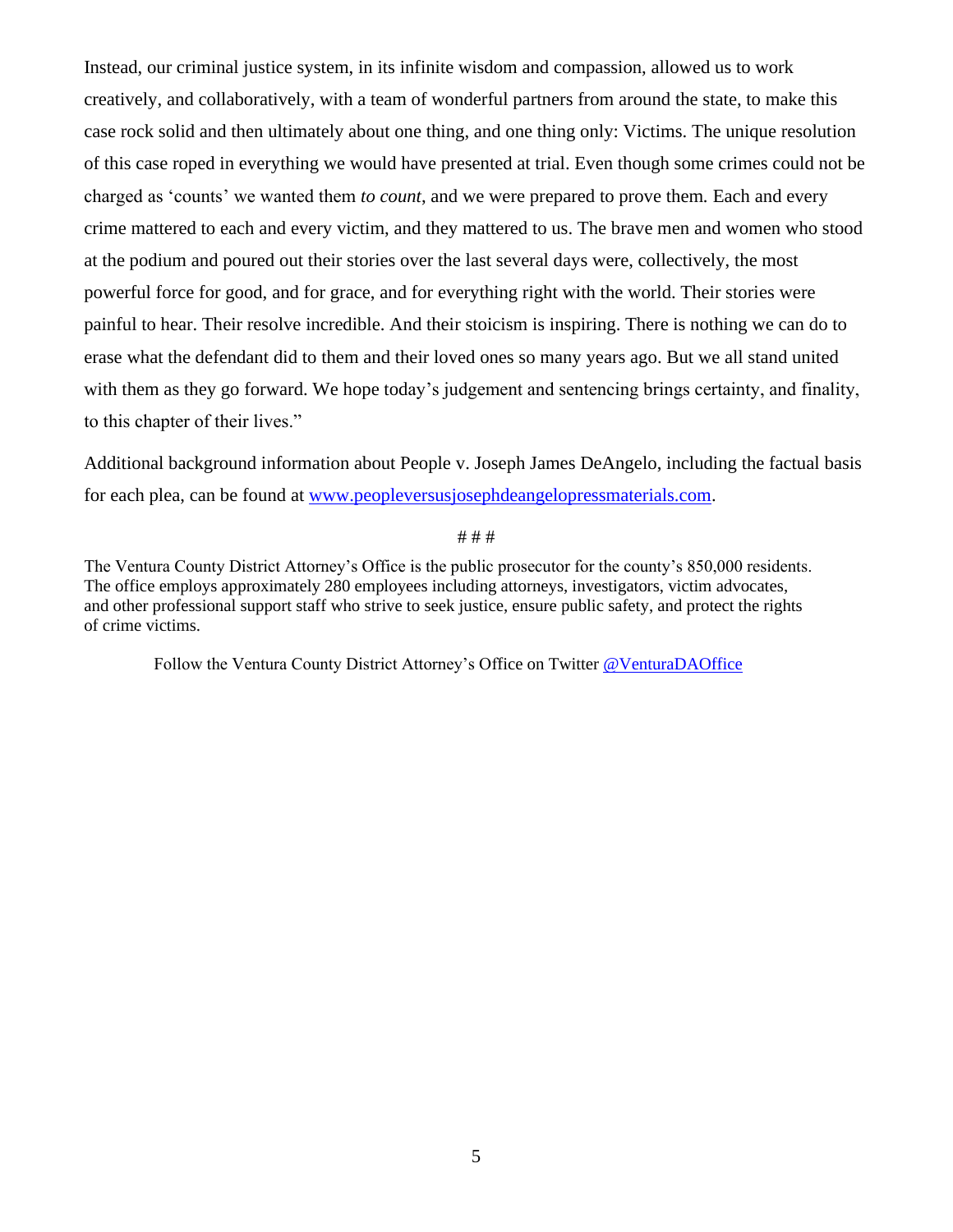Instead, our criminal justice system, in its infinite wisdom and compassion, allowed us to work creatively, and collaboratively, with a team of wonderful partners from around the state, to make this case rock solid and then ultimately about one thing, and one thing only: Victims. The unique resolution of this case roped in everything we would have presented at trial. Even though some crimes could not be charged as 'counts' we wanted them *to count*, and we were prepared to prove them. Each and every crime mattered to each and every victim, and they mattered to us. The brave men and women who stood at the podium and poured out their stories over the last several days were, collectively, the most powerful force for good, and for grace, and for everything right with the world. Their stories were painful to hear. Their resolve incredible. And their stoicism is inspiring. There is nothing we can do to erase what the defendant did to them and their loved ones so many years ago. But we all stand united with them as they go forward. We hope today's judgement and sentencing brings certainty, and finality, to this chapter of their lives."

Additional background information about People v. Joseph James DeAngelo, including the factual basis for each plea, can be found at [www.peopleversusjosephdeangelopressmaterials.com](www.peopleversusjosephdeangelopressmaterials.com).

# # #

The Ventura County District Attorney's Office is the public prosecutor for the county's 850,000 residents. The office employs approximately 280 employees including attorneys, investigators, victim advocates, and other professional support staff who strive to seek justice, ensure public safety, and protect the rights of crime victims.

Follow the Ventura County District Attorney's Office on Twitter @VenturaDAOffice